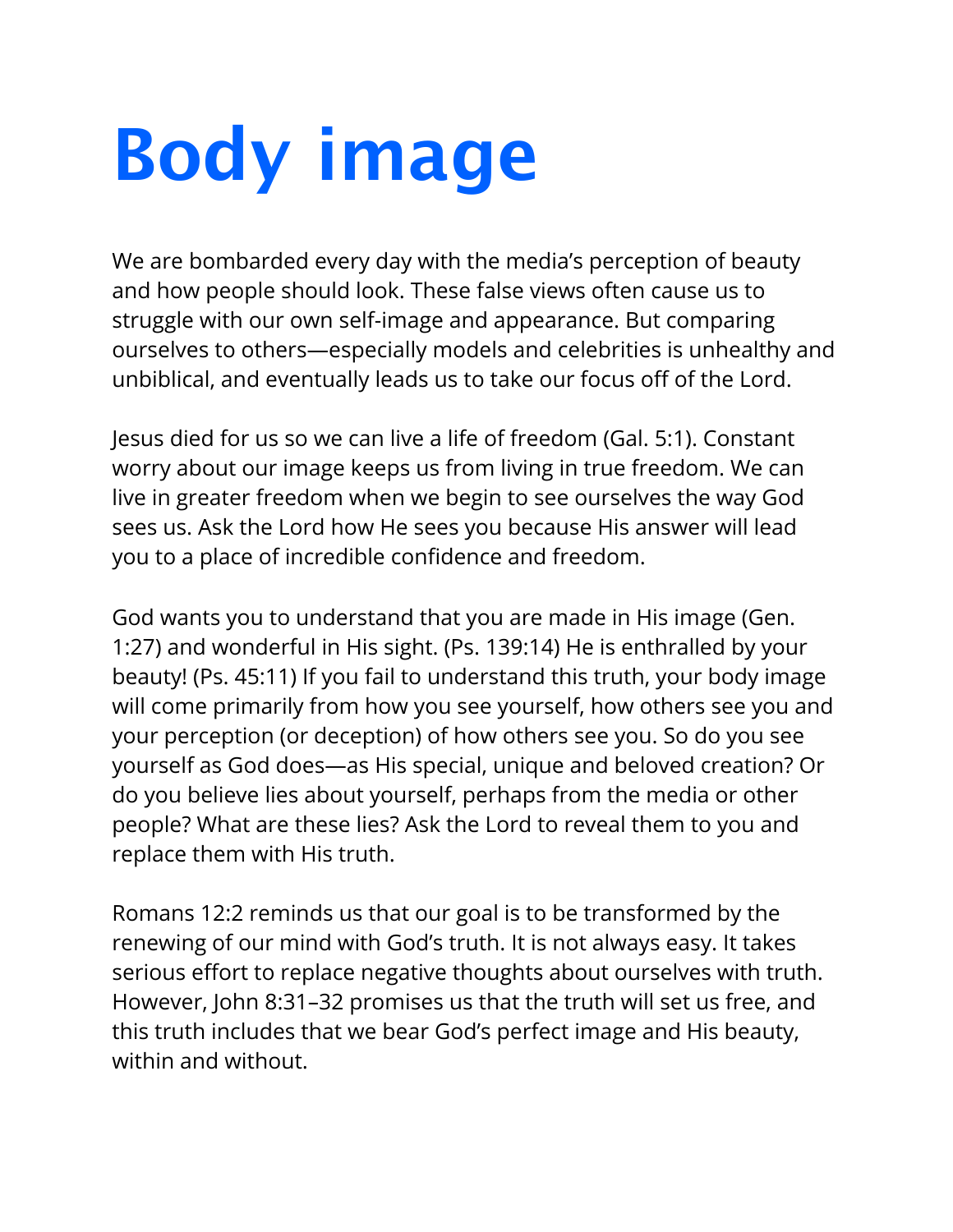# Body image

We are bombarded every day with the media's perception of beauty and how people should look. These false views often cause us to struggle with our own self-image and appearance. But comparing ourselves to others—especially models and celebrities is unhealthy and unbiblical, and eventually leads us to take our focus off of the Lord.

Jesus died for us so we can live a life of freedom (Gal. 5:1). Constant worry about our image keeps us from living in true freedom. We can live in greater freedom when we begin to see ourselves the way God sees us. Ask the Lord how He sees you because His answer will lead you to a place of incredible confidence and freedom.

God wants you to understand that you are made in His image (Gen. 1:27) and wonderful in His sight. (Ps. 139:14) He is enthralled by your beauty! (Ps. 45:11) If you fail to understand this truth, your body image will come primarily from how you see yourself, how others see you and your perception (or deception) of how others see you. So do you see yourself as God does—as His special, unique and beloved creation? Or do you believe lies about yourself, perhaps from the media or other people? What are these lies? Ask the Lord to reveal them to you and replace them with His truth.

Romans 12:2 reminds us that our goal is to be transformed by the renewing of our mind with God's truth. It is not always easy. It takes serious effort to replace negative thoughts about ourselves with truth. However, John 8:31–32 promises us that the truth will set us free, and this truth includes that we bear God's perfect image and His beauty, within and without.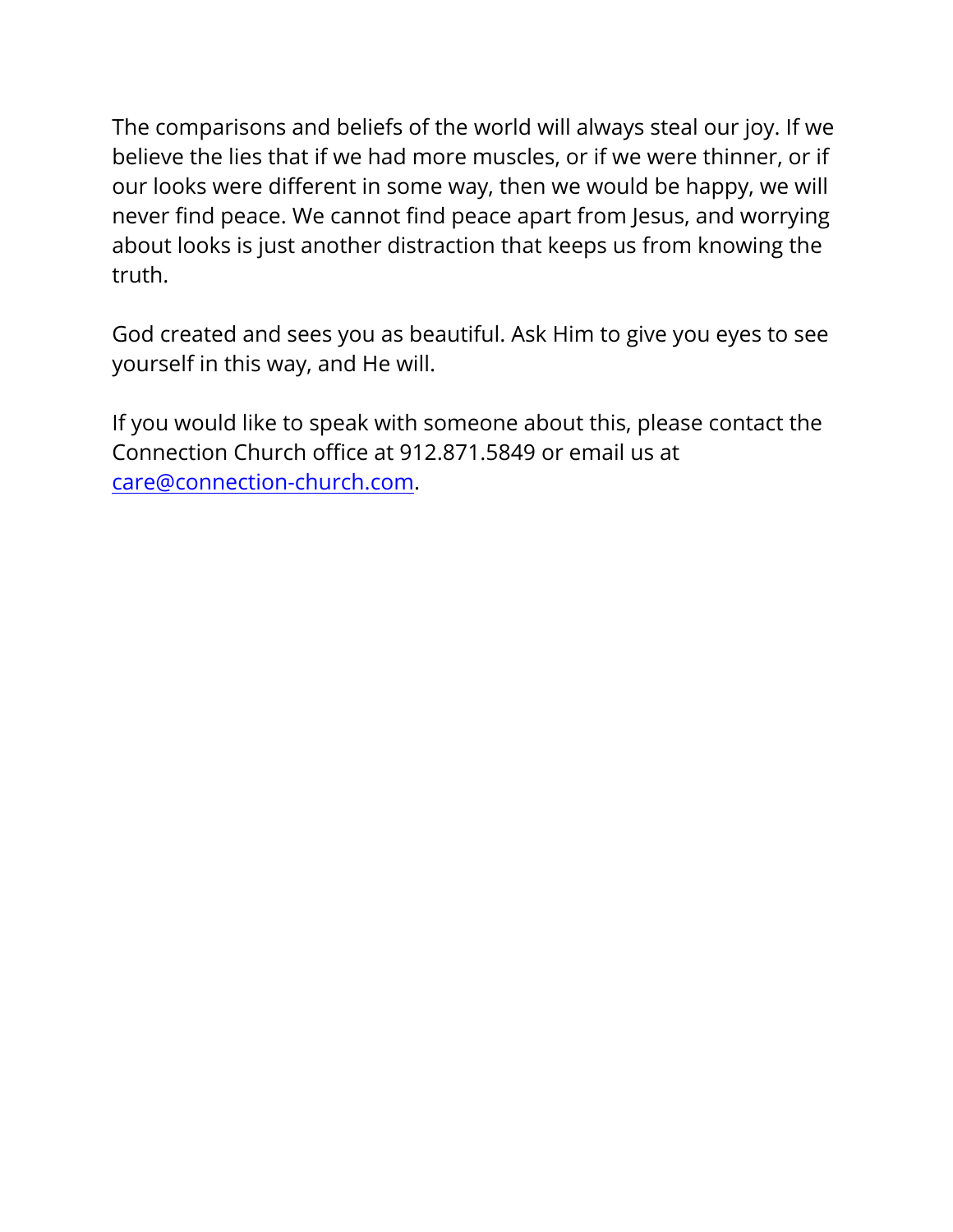The comparisons and beliefs of the world will always steal our joy. If we believe the lies that if we had more muscles, or if we were thinner, or if our looks were different in some way, then we would be happy, we will never find peace. We cannot find peace apart from Jesus, and worrying about looks is just another distraction that keeps us from knowing the truth.

God created and sees you as beautiful. Ask Him to give you eyes to see yourself in this way, and He will.

If you would like to speak with someone about this, please contact the Connection Church office at 912.871.5849 or email us at [care@connection-church.com](mailto:care@connection-church.com).